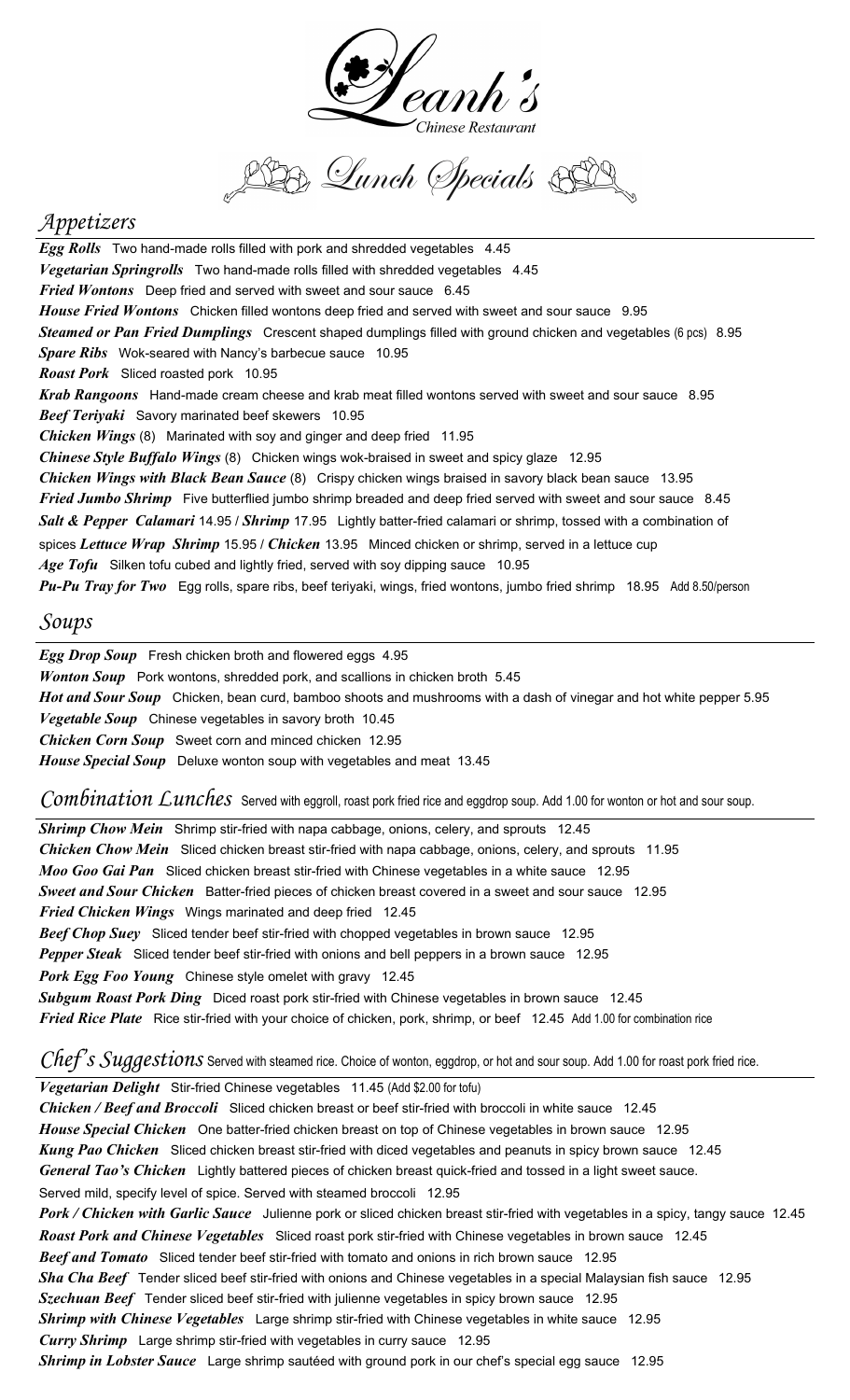# Leanh's
*Chinese Restaurant*

## Lunch Specials

## Appetizers

***Egg Rolls*** Two hand-made rolls filled with pork and shredded vegetables 4.45
***Vegetarian Springrolls*** Two hand-made rolls filled with shredded vegetables 4.45
***Fried Wontons*** Deep fried and served with sweet and sour sauce 6.45
***House Fried Wontons*** Chicken filled wontons deep fried and served with sweet and sour sauce 9.95
***Steamed or Pan Fried Dumplings*** Crescent shaped dumplings filled with ground chicken and vegetables (6 pcs) 8.95
***Spare Ribs*** Wok-seared with Nancy's barbecue sauce 10.95
***Roast Pork*** Sliced roasted pork 10.95
***Krab Rangoons*** Hand-made cream cheese and krab meat filled wontons served with sweet and sour sauce 8.95
***Beef Teriyaki*** Savory marinated beef skewers 10.95
***Chicken Wings*** (8) Marinated with soy and ginger and deep fried 11.95
***Chinese Style Buffalo Wings*** (8) Chicken wings wok-braised in sweet and spicy glaze 12.95
***Chicken Wings with Black Bean Sauce*** (8) Crispy chicken wings braised in savory black bean sauce 13.95
***Fried Jumbo Shrimp*** Five butterflied jumbo shrimp breaded and deep fried served with sweet and sour sauce 8.45
***Salt & Pepper Calamari*** 14.95 / ***Shrimp*** 17.95 Lightly batter-fried calamari or shrimp, tossed with a combination of spices
***Lettuce Wrap Shrimp*** 15.95 / ***Chicken*** 13.95 Minced chicken or shrimp, served in a lettuce cup
***Age Tofu*** Silken tofu cubed and lightly fried, served with soy dipping sauce 10.95
***Pu-Pu Tray for Two*** Egg rolls, spare ribs, beef teriyaki, wings, fried wontons, jumbo fried shrimp 18.95 Add 8.50/person

## Soups

***Egg Drop Soup*** Fresh chicken broth and flowered eggs 4.95
***Wonton Soup*** Pork wontons, shredded pork, and scallions in chicken broth 5.45
***Hot and Sour Soup*** Chicken, bean curd, bamboo shoots and mushrooms with a dash of vinegar and hot white pepper 5.95
***Vegetable Soup*** Chinese vegetables in savory broth 10.45
***Chicken Corn Soup*** Sweet corn and minced chicken 12.95
***House Special Soup*** Deluxe wonton soup with vegetables and meat 13.45

## Combination Lunches

Served with eggroll, roast pork fried rice and eggdrop soup. Add 1.00 for wonton or hot and sour soup.

***Shrimp Chow Mein*** Shrimp stir-fried with napa cabbage, onions, celery, and sprouts 12.45
***Chicken Chow Mein*** Sliced chicken breast stir-fried with napa cabbage, onions, celery, and sprouts 11.95
***Moo Goo Gai Pan*** Sliced chicken breast stir-fried with Chinese vegetables in a white sauce 12.95
***Sweet and Sour Chicken*** Batter-fried pieces of chicken breast covered in a sweet and sour sauce 12.95
***Fried Chicken Wings*** Wings marinated and deep fried 12.45
***Beef Chop Suey*** Sliced tender beef stir-fried with chopped vegetables in brown sauce 12.95
***Pepper Steak*** Sliced tender beef stir-fried with onions and bell peppers in a brown sauce 12.95
***Pork Egg Foo Young*** Chinese style omelet with gravy 12.45
***Subgum Roast Pork Ding*** Diced roast pork stir-fried with Chinese vegetables in brown sauce 12.45
***Fried Rice Plate*** Rice stir-fried with your choice of chicken, pork, shrimp, or beef 12.45 Add 1.00 for combination rice

## Chef's Suggestions

Served with steamed rice. Choice of wonton, eggdrop, or hot and sour soup. Add 1.00 for roast pork fried rice.

***Vegetarian Delight*** Stir-fried Chinese vegetables 11.45 (Add $2.00 for tofu)
***Chicken / Beef and Broccoli*** Sliced chicken breast or beef stir-fried with broccoli in white sauce 12.45
***House Special Chicken*** One batter-fried chicken breast on top of Chinese vegetables in brown sauce 12.95
***Kung Pao Chicken*** Sliced chicken breast stir-fried with diced vegetables and peanuts in spicy brown sauce 12.45
***General Tao's Chicken*** Lightly battered pieces of chicken breast quick-fried and tossed in a light sweet sauce. Served mild, specify level of spice. Served with steamed broccoli 12.95
***Pork / Chicken with Garlic Sauce*** Julienne pork or sliced chicken breast stir-fried with vegetables in a spicy, tangy sauce 12.45
***Roast Pork and Chinese Vegetables*** Sliced roast pork stir-fried with Chinese vegetables in brown sauce 12.45
***Beef and Tomato*** Sliced tender beef stir-fried with tomato and onions in rich brown sauce 12.95
***Sha Cha Beef*** Tender sliced beef stir-fried with onions and Chinese vegetables in a special Malaysian fish sauce 12.95
***Szechuan Beef*** Tender sliced beef stir-fried with julienne vegetables in spicy brown sauce 12.95
***Shrimp with Chinese Vegetables*** Large shrimp stir-fried with Chinese vegetables in white sauce 12.95
***Curry Shrimp*** Large shrimp stir-fried with vegetables in curry sauce 12.95
***Shrimp in Lobster Sauce*** Large shrimp sautéed with ground pork in our chef's special egg sauce 12.95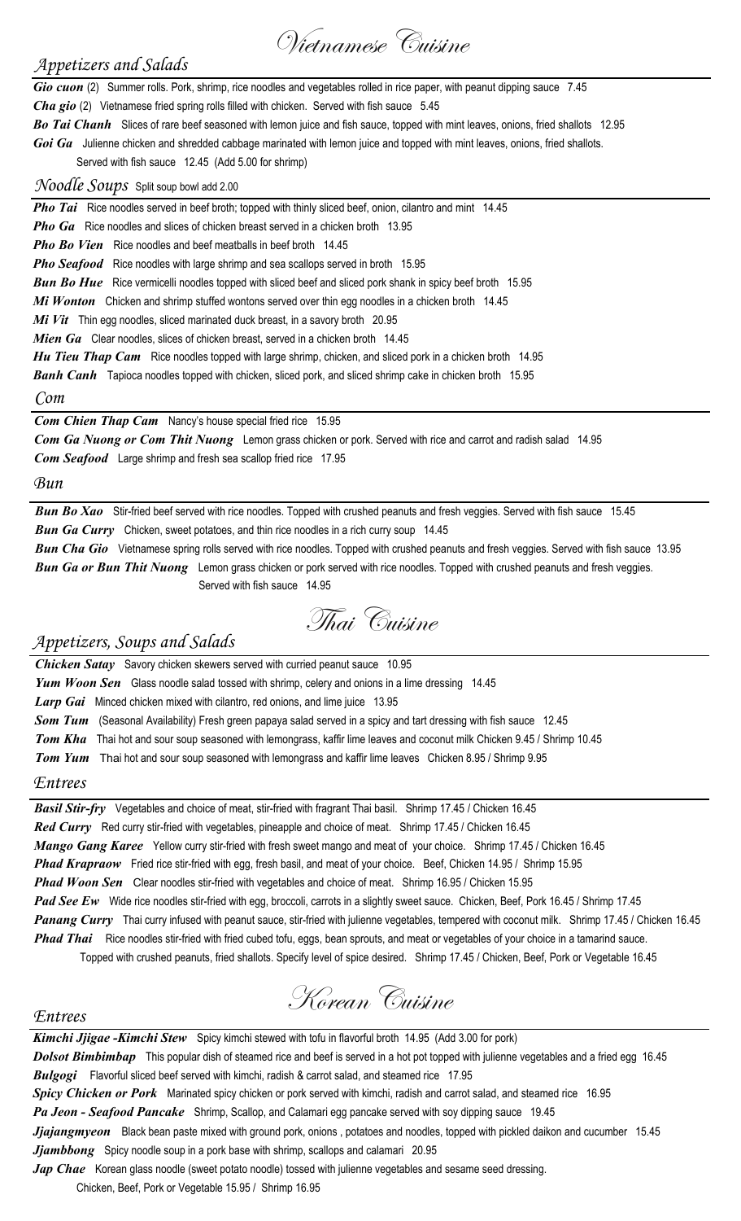# Vietnamese Cuisine

## Appetizers and Salads

***Gio cuon*** (2) Summer rolls. Pork, shrimp, rice noodles and vegetables rolled in rice paper, with peanut dipping sauce 7.45

***Cha gio*** (2) Vietnamese fried spring rolls filled with chicken. Served with fish sauce 5.45

***Bo Tai Chanh*** Slices of rare beef seasoned with lemon juice and fish sauce, topped with mint leaves, onions, fried shallots 12.95

***Goi Ga*** Julienne chicken and shredded cabbage marinated with lemon juice and topped with mint leaves, onions, fried shallots. Served with fish sauce 12.45 (Add 5.00 for shrimp)

## Noodle Soups Split soup bowl add 2.00

***Pho Tai*** Rice noodles served in beef broth; topped with thinly sliced beef, onion, cilantro and mint 14.45

***Pho Ga*** Rice noodles and slices of chicken breast served in a chicken broth 13.95

***Pho Bo Vien*** Rice noodles and beef meatballs in beef broth 14.45

***Pho Seafood*** Rice noodles with large shrimp and sea scallops served in broth 15.95

***Bun Bo Hue*** Rice vermicelli noodles topped with sliced beef and sliced pork shank in spicy beef broth 15.95

***Mi Wonton*** Chicken and shrimp stuffed wontons served over thin egg noodles in a chicken broth 14.45

***Mi Vit*** Thin egg noodles, sliced marinated duck breast, in a savory broth 20.95

***Mien Ga*** Clear noodles, slices of chicken breast, served in a chicken broth 14.45

***Hu Tieu Thap Cam*** Rice noodles topped with large shrimp, chicken, and sliced pork in a chicken broth 14.95

***Banh Canh*** Tapioca noodles topped with chicken, sliced pork, and sliced shrimp cake in chicken broth 15.95

## Com

***Com Chien Thap Cam*** Nancy's house special fried rice 15.95

***Com Ga Nuong or Com Thit Nuong*** Lemon grass chicken or pork. Served with rice and carrot and radish salad 14.95

***Com Seafood*** Large shrimp and fresh sea scallop fried rice 17.95

## Bun

***Bun Bo Xao*** Stir-fried beef served with rice noodles. Topped with crushed peanuts and fresh veggies. Served with fish sauce 15.45

***Bun Ga Curry*** Chicken, sweet potatoes, and thin rice noodles in a rich curry soup 14.45

***Bun Cha Gio*** Vietnamese spring rolls served with rice noodles. Topped with crushed peanuts and fresh veggies. Served with fish sauce 13.95

***Bun Ga or Bun Thit Nuong*** Lemon grass chicken or pork served with rice noodles. Topped with crushed peanuts and fresh veggies. Served with fish sauce 14.95

# Thai Cuisine

## Appetizers, Soups and Salads

***Chicken Satay*** Savory chicken skewers served with curried peanut sauce 10.95

***Yum Woon Sen*** Glass noodle salad tossed with shrimp, celery and onions in a lime dressing 14.45

***Larp Gai*** Minced chicken mixed with cilantro, red onions, and lime juice 13.95

***Som Tum*** (Seasonal Availability) Fresh green papaya salad served in a spicy and tart dressing with fish sauce 12.45

***Tom Kha*** Thai hot and sour soup seasoned with lemongrass, kaffir lime leaves and coconut milk Chicken 9.45 / Shrimp 10.45

***Tom Yum*** Thai hot and sour soup seasoned with lemongrass and kaffir lime leaves Chicken 8.95 / Shrimp 9.95

## Entrees

***Basil Stir-fry*** Vegetables and choice of meat, stir-fried with fragrant Thai basil. Shrimp 17.45 / Chicken 16.45

***Red Curry*** Red curry stir-fried with vegetables, pineapple and choice of meat. Shrimp 17.45 / Chicken 16.45

***Mango Gang Karee*** Yellow curry stir-fried with fresh sweet mango and meat of your choice. Shrimp 17.45 / Chicken 16.45

***Phad Krapraow*** Fried rice stir-fried with egg, fresh basil, and meat of your choice. Beef, Chicken 14.95 / Shrimp 15.95

***Phad Woon Sen*** Clear noodles stir-fried with vegetables and choice of meat. Shrimp 16.95 / Chicken 15.95

***Pad See Ew*** Wide rice noodles stir-fried with egg, broccoli, carrots in a slightly sweet sauce. Chicken, Beef, Pork 16.45 / Shrimp 17.45

***Panang Curry*** Thai curry infused with peanut sauce, stir-fried with julienne vegetables, tempered with coconut milk. Shrimp 17.45 / Chicken 16.45

***Phad Thai*** Rice noodles stir-fried with fried cubed tofu, eggs, bean sprouts, and meat or vegetables of your choice in a tamarind sauce. Topped with crushed peanuts, fried shallots. Specify level of spice desired. Shrimp 17.45 / Chicken, Beef, Pork or Vegetable 16.45

# Korean Cuisine

## Entrees

***Kimchi Jjigae -Kimchi Stew*** Spicy kimchi stewed with tofu in flavorful broth 14.95 (Add 3.00 for pork)

***Dolsot Bimbimbap*** This popular dish of steamed rice and beef is served in a hot pot topped with julienne vegetables and a fried egg 16.45

***Bulgogi*** Flavorful sliced beef served with kimchi, radish & carrot salad, and steamed rice 17.95

***Spicy Chicken or Pork*** Marinated spicy chicken or pork served with kimchi, radish and carrot salad, and steamed rice 16.95

***Pa Jeon - Seafood Pancake*** Shrimp, Scallop, and Calamari egg pancake served with soy dipping sauce 19.45

***Jjajangmyeon*** Black bean paste mixed with ground pork, onions , potatoes and noodles, topped with pickled daikon and cucumber 15.45

***Jjambbong*** Spicy noodle soup in a pork base with shrimp, scallops and calamari 20.95

***Jap Chae*** Korean glass noodle (sweet potato noodle) tossed with julienne vegetables and sesame seed dressing. Chicken, Beef, Pork or Vegetable 15.95 / Shrimp 16.95